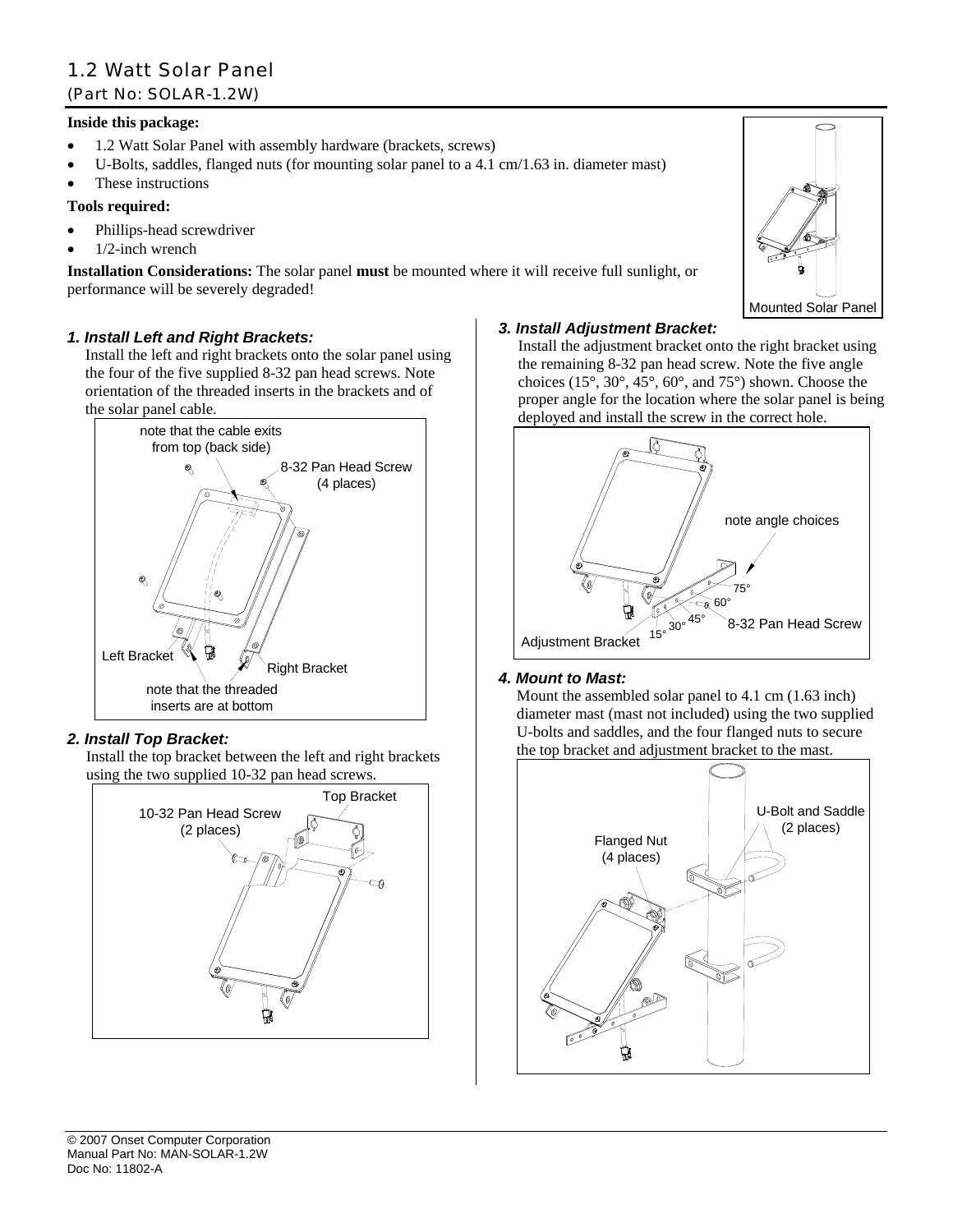# 1.2 Watt Solar Panel

## (Part No: SOLAR-1.2W)

**Inside this package:**

- 1.2 Watt Solar Panel with assembly hardware (brackets, screws)
- U-Bolts, saddles, flanged nuts (for mounting solar panel to a 4.1 cm/1.63 in. diameter mast)
- These instructions

**Tools required:**

- Phillips-head screwdriver
- 1/2-inch wrench

**Installation Considerations:** The solar panel **must** be mounted where it will receive full sunlight, or performance will be severely degraded!

Mounted Solar Panel

### *1. Install Left and Right Brackets:*

Install the left and right brackets onto the solar panel using the four of the five supplied 8-32 pan head screws. Note orientation of the threaded inserts in the brackets and of the solar panel cable.

note that the cable exits from top (back side)

8-32 Pan Head Screw (4 places)

Left Bracket

Right Bracket

note that the threaded inserts are at bottom

### *2. Install Top Bracket:*

Install the top bracket between the left and right brackets using the two supplied 10-32 pan head screws.

10-32 Pan Head Screw (2 places)

Top Bracket

### *3. Install Adjustment Bracket:*

Install the adjustment bracket onto the right bracket using the remaining 8-32 pan head screw. Note the five angle choices (15°, 30°, 45°, 60°, and 75°) shown. Choose the proper angle for the location where the solar panel is being deployed and install the screw in the correct hole.

note angle choices

75° 60° 45° 30° 15°

8-32 Pan Head Screw

Adjustment Bracket

### *4. Mount to Mast:*

Mount the assembled solar panel to 4.1 cm (1.63 inch) diameter mast (mast not included) using the two supplied U-bolts and saddles, and the four flanged nuts to secure the top bracket and adjustment bracket to the mast.

Flanged Nut (4 places)

U-Bolt and Saddle (2 places)

© 2007 Onset Computer Corporation
Manual Part No: MAN-SOLAR-1.2W
Doc No: 11802-A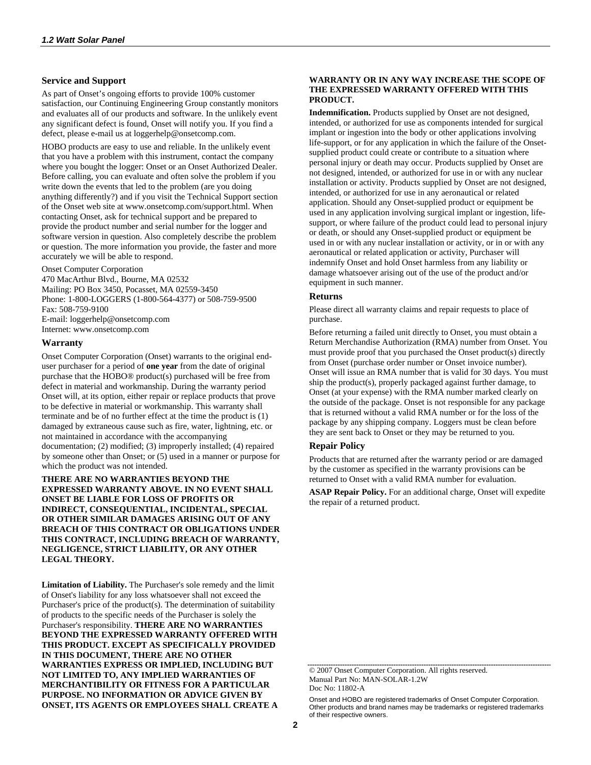## Service and Support

As part of Onset's ongoing efforts to provide 100% customer satisfaction, our Continuing Engineering Group constantly monitors and evaluates all of our products and software. In the unlikely event any significant defect is found, Onset will notify you. If you find a defect, please e-mail us at loggerhelp@onsetcomp.com.

HOBO products are easy to use and reliable. In the unlikely event that you have a problem with this instrument, contact the company where you bought the logger: Onset or an Onset Authorized Dealer. Before calling, you can evaluate and often solve the problem if you write down the events that led to the problem (are you doing anything differently?) and if you visit the Technical Support section of the Onset web site at www.onsetcomp.com/support.html. When contacting Onset, ask for technical support and be prepared to provide the product number and serial number for the logger and software version in question. Also completely describe the problem or question. The more information you provide, the faster and more accurately we will be able to respond.

Onset Computer Corporation
470 MacArthur Blvd., Bourne, MA 02532
Mailing: PO Box 3450, Pocasset, MA 02559-3450
Phone: 1-800-LOGGERS (1-800-564-4377) or 508-759-9500
Fax: 508-759-9100
E-mail: loggerhelp@onsetcomp.com
Internet: www.onsetcomp.com

## Warranty

Onset Computer Corporation (Onset) warrants to the original end-user purchaser for a period of **one year** from the date of original purchase that the HOBO® product(s) purchased will be free from defect in material and workmanship. During the warranty period Onset will, at its option, either repair or replace products that prove to be defective in material or workmanship. This warranty shall terminate and be of no further effect at the time the product is (1) damaged by extraneous cause such as fire, water, lightning, etc. or not maintained in accordance with the accompanying documentation; (2) modified; (3) improperly installed; (4) repaired by someone other than Onset; or (5) used in a manner or purpose for which the product was not intended.

**THERE ARE NO WARRANTIES BEYOND THE EXPRESSED WARRANTY ABOVE. IN NO EVENT SHALL ONSET BE LIABLE FOR LOSS OF PROFITS OR INDIRECT, CONSEQUENTIAL, INCIDENTAL, SPECIAL OR OTHER SIMILAR DAMAGES ARISING OUT OF ANY BREACH OF THIS CONTRACT OR OBLIGATIONS UNDER THIS CONTRACT, INCLUDING BREACH OF WARRANTY, NEGLIGENCE, STRICT LIABILITY, OR ANY OTHER LEGAL THEORY.**

**Limitation of Liability.** The Purchaser's sole remedy and the limit of Onset's liability for any loss whatsoever shall not exceed the Purchaser's price of the product(s). The determination of suitability of products to the specific needs of the Purchaser is solely the Purchaser's responsibility. **THERE ARE NO WARRANTIES BEYOND THE EXPRESSED WARRANTY OFFERED WITH THIS PRODUCT. EXCEPT AS SPECIFICALLY PROVIDED IN THIS DOCUMENT, THERE ARE NO OTHER WARRANTIES EXPRESS OR IMPLIED, INCLUDING BUT NOT LIMITED TO, ANY IMPLIED WARRANTIES OF MERCHANTIBILITY OR FITNESS FOR A PARTICULAR PURPOSE. NO INFORMATION OR ADVICE GIVEN BY ONSET, ITS AGENTS OR EMPLOYEES SHALL CREATE A WARRANTY OR IN ANY WAY INCREASE THE SCOPE OF THE EXPRESSED WARRANTY OFFERED WITH THIS PRODUCT.**

**Indemnification.** Products supplied by Onset are not designed, intended, or authorized for use as components intended for surgical implant or ingestion into the body or other applications involving life-support, or for any application in which the failure of the Onset-supplied product could create or contribute to a situation where personal injury or death may occur. Products supplied by Onset are not designed, intended, or authorized for use in or with any nuclear installation or activity. Products supplied by Onset are not designed, intended, or authorized for use in any aeronautical or related application. Should any Onset-supplied product or equipment be used in any application involving surgical implant or ingestion, life-support, or where failure of the product could lead to personal injury or death, or should any Onset-supplied product or equipment be used in or with any nuclear installation or activity, or in or with any aeronautical or related application or activity, Purchaser will indemnify Onset and hold Onset harmless from any liability or damage whatsoever arising out of the use of the product and/or equipment in such manner.

## Returns

Please direct all warranty claims and repair requests to place of purchase.

Before returning a failed unit directly to Onset, you must obtain a Return Merchandise Authorization (RMA) number from Onset. You must provide proof that you purchased the Onset product(s) directly from Onset (purchase order number or Onset invoice number). Onset will issue an RMA number that is valid for 30 days. You must ship the product(s), properly packaged against further damage, to Onset (at your expense) with the RMA number marked clearly on the outside of the package. Onset is not responsible for any package that is returned without a valid RMA number or for the loss of the package by any shipping company. Loggers must be clean before they are sent back to Onset or they may be returned to you.

## Repair Policy

Products that are returned after the warranty period or are damaged by the customer as specified in the warranty provisions can be returned to Onset with a valid RMA number for evaluation.

**ASAP Repair Policy.** For an additional charge, Onset will expedite the repair of a returned product.

© 2007 Onset Computer Corporation. All rights reserved.
Manual Part No: MAN-SOLAR-1.2W
Doc No: 11802-A

Onset and HOBO are registered trademarks of Onset Computer Corporation. Other products and brand names may be trademarks or registered trademarks of their respective owners.